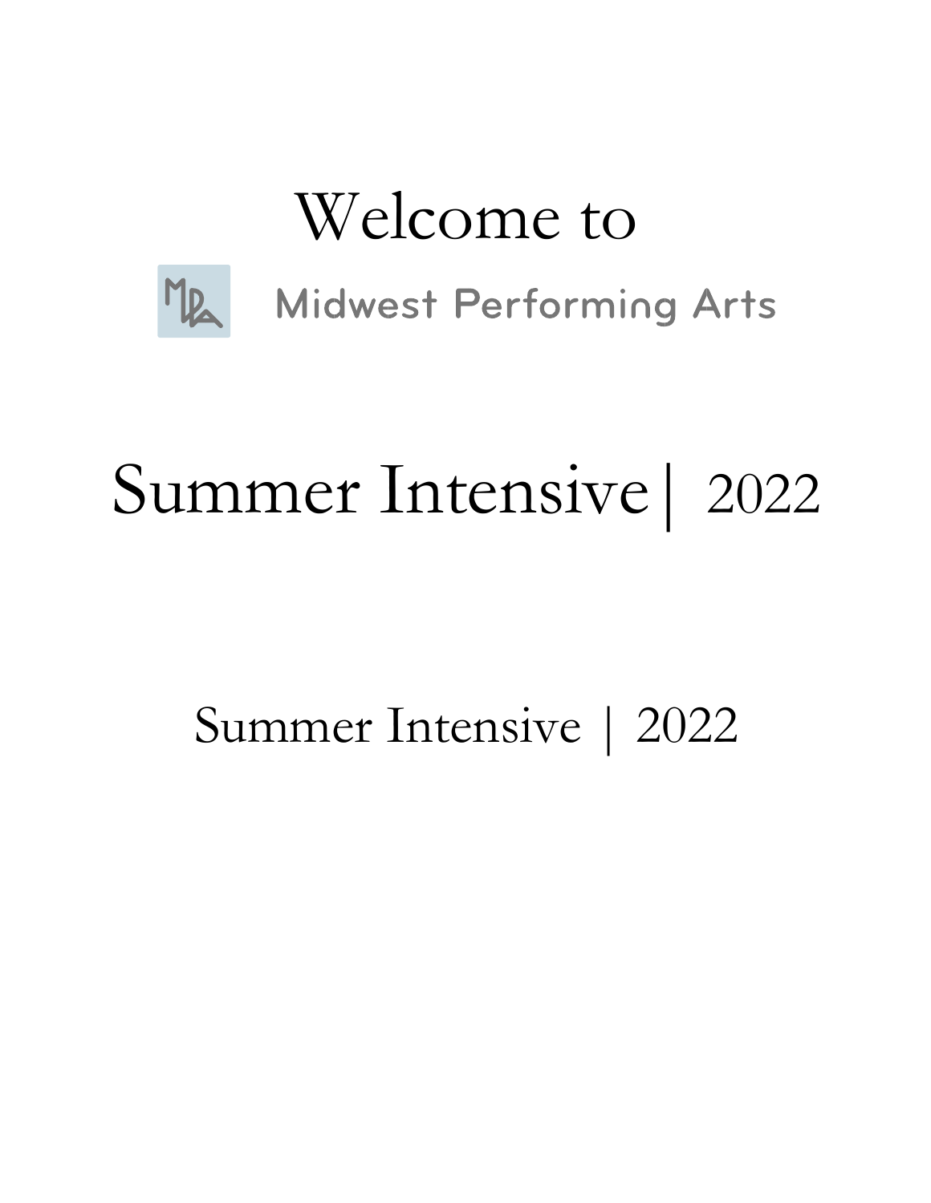# Welcome to

Midwest Performing Arts

# Summer Intensive| 2022

## Summer Intensive | 2022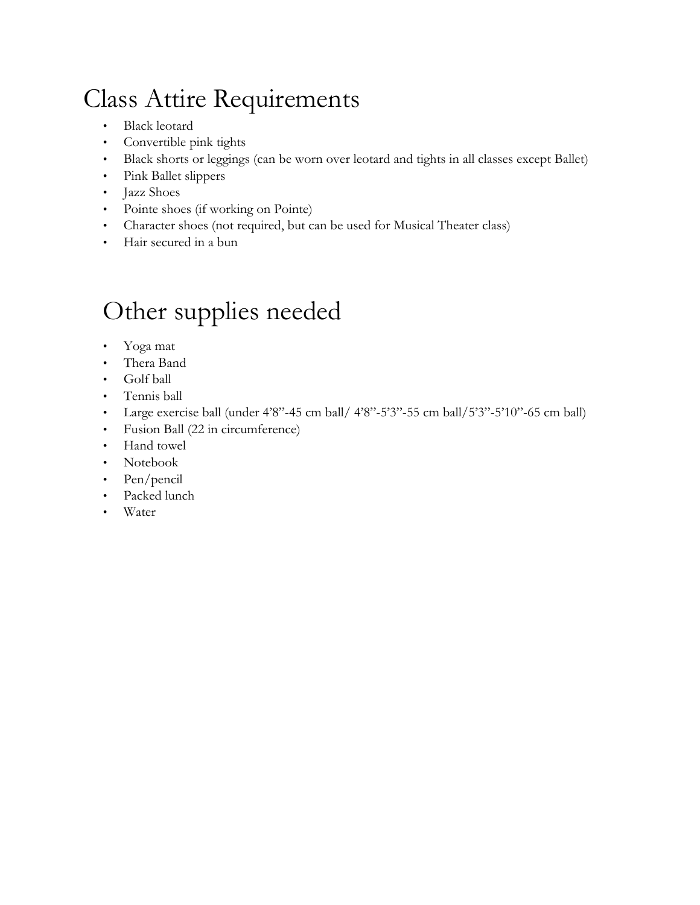# Class Attire Requirements

- Black leotard
- Convertible pink tights
- Black shorts or leggings (can be worn over leotard and tights in all classes except Ballet)
- Pink Ballet slippers
- Jazz Shoes
- Pointe shoes (if working on Pointe)
- Character shoes (not required, but can be used for Musical Theater class)
- Hair secured in a bun

# Other supplies needed

- Yoga mat
- Thera Band
- Golf ball
- Tennis ball
- Large exercise ball (under 4'8"-45 cm ball/ 4'8"-5'3"-55 cm ball/5'3"-5'10"-65 cm ball)
- Fusion Ball (22 in circumference)
- Hand towel
- Notebook
- Pen/pencil
- Packed lunch
- Water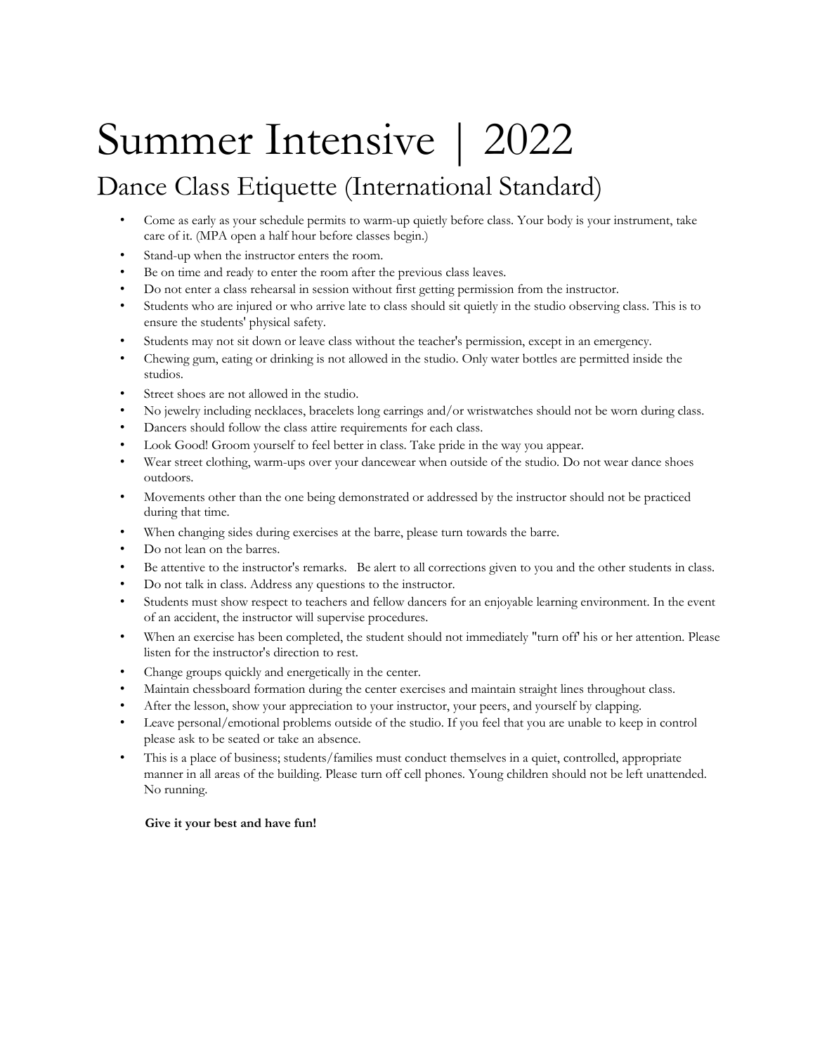# Summer Intensive | 2022

## Dance Class Etiquette (International Standard)

- Come as early as your schedule permits to warm-up quietly before class. Your body is your instrument, take care of it. (MPA open a half hour before classes begin.)
- Stand-up when the instructor enters the room.
- Be on time and ready to enter the room after the previous class leaves.
- Do not enter a class rehearsal in session without first getting permission from the instructor.
- Students who are injured or who arrive late to class should sit quietly in the studio observing class. This is to ensure the students' physical safety.
- Students may not sit down or leave class without the teacher's permission, except in an emergency.
- Chewing gum, eating or drinking is not allowed in the studio. Only water bottles are permitted inside the studios.
- Street shoes are not allowed in the studio.
- No jewelry including necklaces, bracelets long earrings and/or wristwatches should not be worn during class.
- Dancers should follow the class attire requirements for each class.
- Look Good! Groom yourself to feel better in class. Take pride in the way you appear.
- Wear street clothing, warm-ups over your dancewear when outside of the studio. Do not wear dance shoes outdoors.
- Movements other than the one being demonstrated or addressed by the instructor should not be practiced during that time.
- When changing sides during exercises at the barre, please turn towards the barre.
- Do not lean on the barres.
- Be attentive to the instructor's remarks. Be alert to all corrections given to you and the other students in class.
- Do not talk in class. Address any questions to the instructor.
- Students must show respect to teachers and fellow dancers for an enjoyable learning environment. In the event of an accident, the instructor will supervise procedures.
- When an exercise has been completed, the student should not immediately "turn off' his or her attention. Please listen for the instructor's direction to rest.
- Change groups quickly and energetically in the center.
- Maintain chessboard formation during the center exercises and maintain straight lines throughout class.
- After the lesson, show your appreciation to your instructor, your peers, and yourself by clapping.
- Leave personal/emotional problems outside of the studio. If you feel that you are unable to keep in control please ask to be seated or take an absence.
- This is a place of business; students/families must conduct themselves in a quiet, controlled, appropriate manner in all areas of the building. Please turn off cell phones. Young children should not be left unattended. No running.

**Give it your best and have fun!**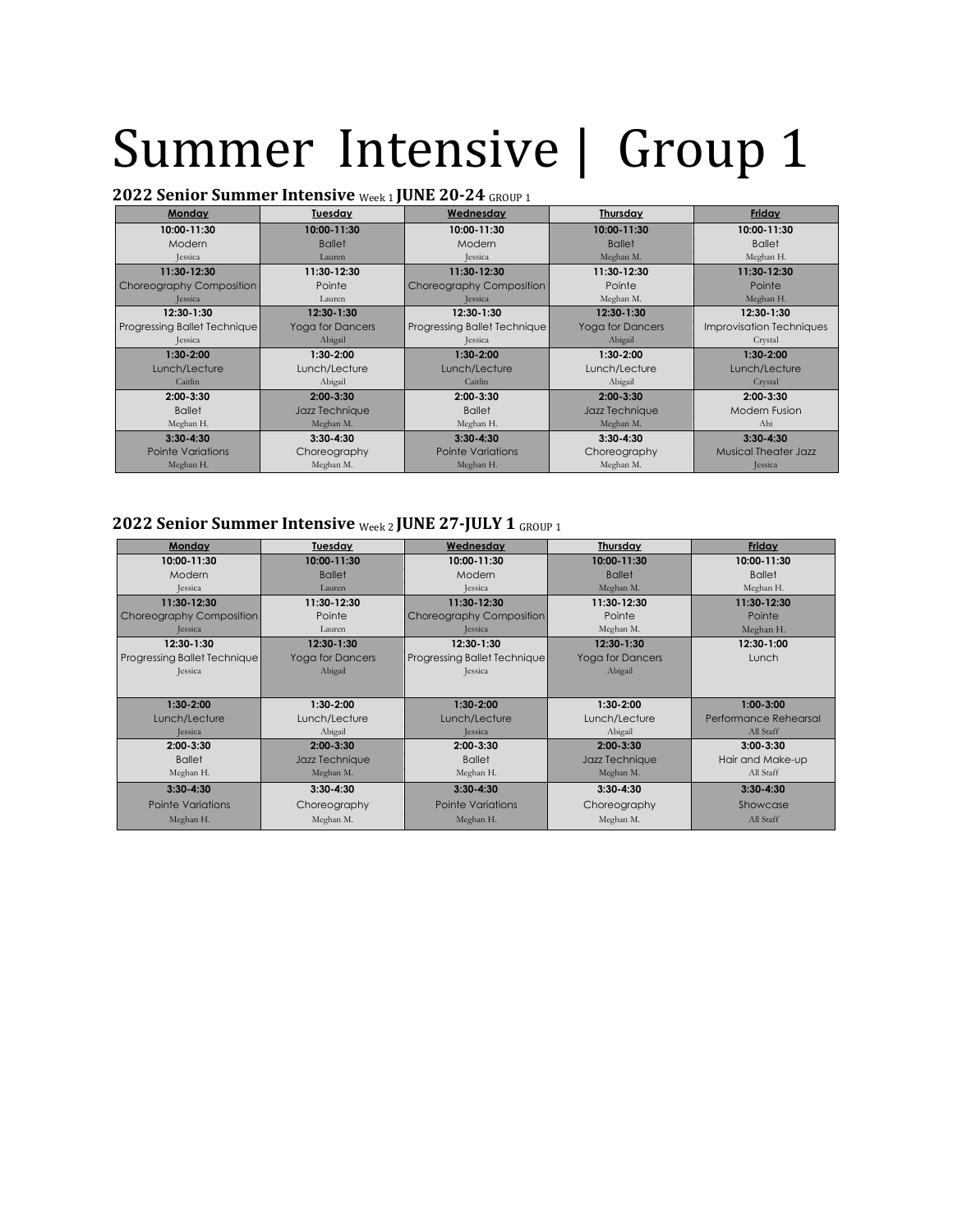# Summer Intensive | Group 1

**2022 Senior Summer Intensive** Week 1 **JUNE 20-24** GROUP 1

| Monday | Tuesday | Wednesday | Thursday | Friday |
|---|---|---|---|---|
| **10:00-11:30**<br>Modern<br>Jessica | **10:00-11:30**<br>Ballet<br>Lauren | **10:00-11:30**<br>Modern<br>Jessica | **10:00-11:30**<br>Ballet<br>Meghan M. | **10:00-11:30**<br>Ballet<br>Meghan H. |
| **11:30-12:30**<br>Choreography Composition<br>Jessica | **11:30-12:30**<br>Pointe<br>Lauren | **11:30-12:30**<br>Choreography Composition<br>Jessica | **11:30-12:30**<br>Pointe<br>Meghan M. | **11:30-12:30**<br>Pointe<br>Meghan H. |
| **12:30-1:30**<br>Progressing Ballet Technique<br>Jessica | **12:30-1:30**<br>Yoga for Dancers<br>Abigail | **12:30-1:30**<br>Progressing Ballet Technique<br>Jessica | **12:30-1:30**<br>Yoga for Dancers<br>Abigail | **12:30-1:30**<br>Improvisation Techniques<br>Crystal |
| **1:30-2:00**<br>Lunch/Lecture<br>Caitlin | **1:30-2:00**<br>Lunch/Lecture<br>Abigail | **1:30-2:00**<br>Lunch/Lecture<br>Caitlin | **1:30-2:00**<br>Lunch/Lecture<br>Abigail | **1:30-2:00**<br>Lunch/Lecture<br>Crystal |
| **2:00-3:30**<br>Ballet<br>Meghan H. | **2:00-3:30**<br>Jazz Technique<br>Meghan M. | **2:00-3:30**<br>Ballet<br>Meghan H. | **2:00-3:30**<br>Jazz Technique<br>Meghan M. | **2:00-3:30**<br>Modern Fusion<br>Abi |
| **3:30-4:30**<br>Pointe Variations<br>Meghan H. | **3:30-4:30**<br>Choreography<br>Meghan M. | **3:30-4:30**<br>Pointe Variations<br>Meghan H. | **3:30-4:30**<br>Choreography<br>Meghan M. | **3:30-4:30**<br>Musical Theater Jazz<br>Jessica |

**2022 Senior Summer Intensive** Week 2 **JUNE 27-JULY 1** GROUP 1

| Monday | Tuesday | Wednesday | Thursday | Friday |
|---|---|---|---|---|
| **10:00-11:30**<br>Modern<br>Jessica | **10:00-11:30**<br>Ballet<br>Lauren | **10:00-11:30**<br>Modern<br>Jessica | **10:00-11:30**<br>Ballet<br>Meghan M. | **10:00-11:30**<br>Ballet<br>Meghan H. |
| **11:30-12:30**<br>Choreography Composition<br>Jessica | **11:30-12:30**<br>Pointe<br>Lauren | **11:30-12:30**<br>Choreography Composition<br>Jessica | **11:30-12:30**<br>Pointe<br>Meghan M. | **11:30-12:30**<br>Pointe<br>Meghan H. |
| **12:30-1:30**<br>Progressing Ballet Technique<br>Jessica | **12:30-1:30**<br>Yoga for Dancers<br>Abigail | **12:30-1:30**<br>Progressing Ballet Technique<br>Jessica | **12:30-1:30**<br>Yoga for Dancers<br>Abigail | **12:30-1:00**<br>Lunch |
| **1:30-2:00**<br>Lunch/Lecture<br>Jessica | **1:30-2:00**<br>Lunch/Lecture<br>Abigail | **1:30-2:00**<br>Lunch/Lecture<br>Jessica | **1:30-2:00**<br>Lunch/Lecture<br>Abigail | **1:00-3:00**<br>Performance Rehearsal<br>All Staff |
| **2:00-3:30**<br>Ballet<br>Meghan H. | **2:00-3:30**<br>Jazz Technique<br>Meghan M. | **2:00-3:30**<br>Ballet<br>Meghan H. | **2:00-3:30**<br>Jazz Technique<br>Meghan M. | **3:00-3:30**<br>Hair and Make-up<br>All Staff |
| **3:30-4:30**<br>Pointe Variations<br>Meghan H. | **3:30-4:30**<br>Choreography<br>Meghan M. | **3:30-4:30**<br>Pointe Variations<br>Meghan H. | **3:30-4:30**<br>Choreography<br>Meghan M. | **3:30-4:30**<br>Showcase<br>All Staff |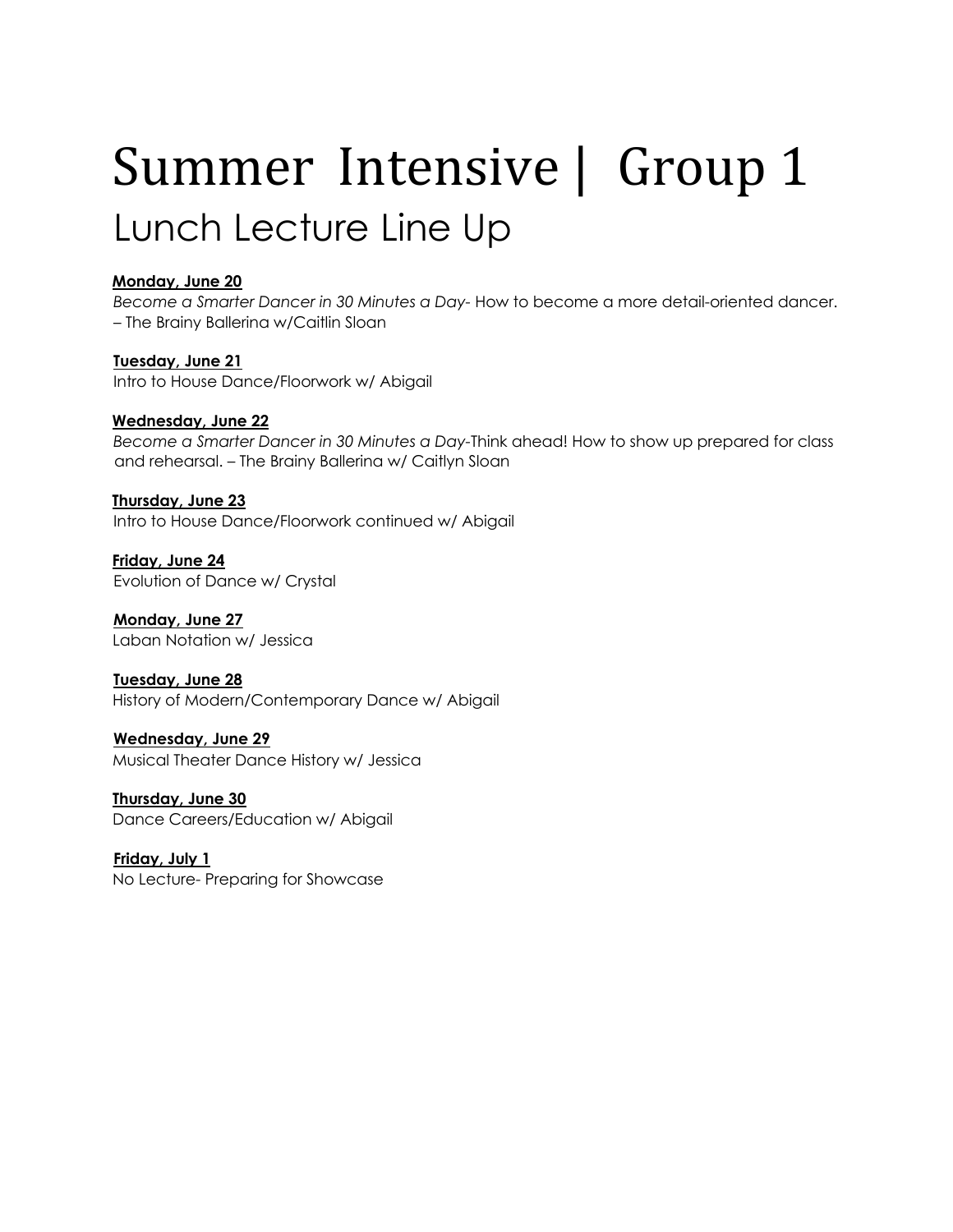# Summer Intensive | Group 1

## Lunch Lecture Line Up

**Monday, June 20**
*Become a Smarter Dancer in 30 Minutes a Day*- How to become a more detail-oriented dancer. – The Brainy Ballerina w/Caitlin Sloan

**Tuesday, June 21**
Intro to House Dance/Floorwork w/ Abigail

**Wednesday, June 22**
*Become a Smarter Dancer in 30 Minutes a Day*-Think ahead! How to show up prepared for class and rehearsal. – The Brainy Ballerina w/ Caitlyn Sloan

**Thursday, June 23**
Intro to House Dance/Floorwork continued w/ Abigail

**Friday, June 24**
Evolution of Dance w/ Crystal

**Monday, June 27**
Laban Notation w/ Jessica

**Tuesday, June 28**
History of Modern/Contemporary Dance w/ Abigail

**Wednesday, June 29**
Musical Theater Dance History w/ Jessica

**Thursday, June 30**
Dance Careers/Education w/ Abigail

**Friday, July 1**
No Lecture- Preparing for Showcase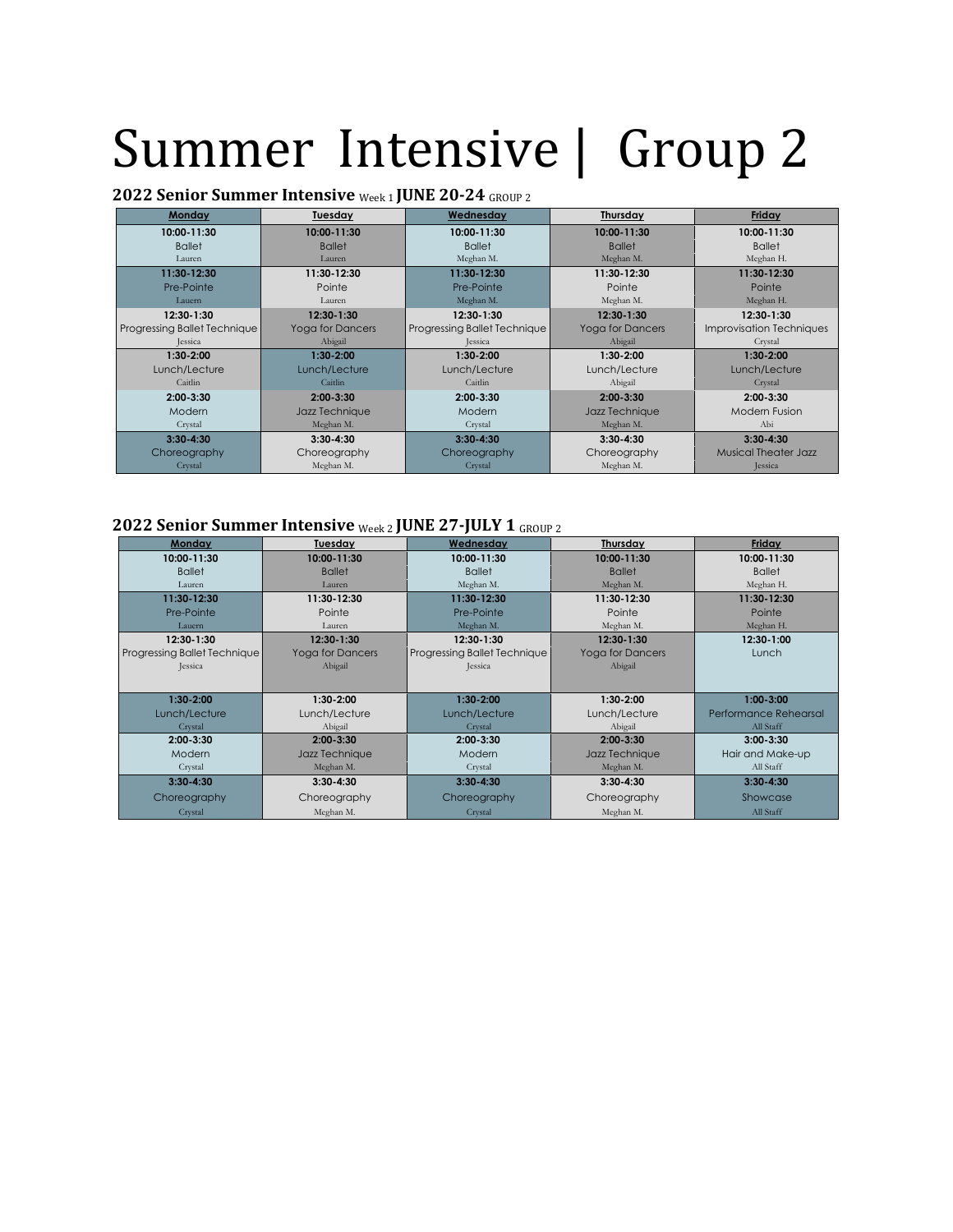# Summer Intensive | Group 2

**2022 Senior Summer Intensive** Week 1 **JUNE 20-24** GROUP 2

| Monday | Tuesday | Wednesday | Thursday | Friday |
|---|---|---|---|---|
| 10:00-11:30 Ballet Lauren | 10:00-11:30 Ballet Lauren | 10:00-11:30 Ballet Meghan M. | 10:00-11:30 Ballet Meghan M. | 10:00-11:30 Ballet Meghan H. |
| 11:30-12:30 Pre-Pointe Lauern | 11:30-12:30 Pointe Lauren | 11:30-12:30 Pre-Pointe Meghan M. | 11:30-12:30 Pointe Meghan M. | 11:30-12:30 Pointe Meghan H. |
| 12:30-1:30 Progressing Ballet Technique Jessica | 12:30-1:30 Yoga for Dancers Abigail | 12:30-1:30 Progressing Ballet Technique Jessica | 12:30-1:30 Yoga for Dancers Abigail | 12:30-1:30 Improvisation Techniques Crystal |
| 1:30-2:00 Lunch/Lecture Caitlin | 1:30-2:00 Lunch/Lecture Caitlin | 1:30-2:00 Lunch/Lecture Caitlin | 1:30-2:00 Lunch/Lecture Abigail | 1:30-2:00 Lunch/Lecture Crystal |
| 2:00-3:30 Modern Crystal | 2:00-3:30 Jazz Technique Meghan M. | 2:00-3:30 Modern Crystal | 2:00-3:30 Jazz Technique Meghan M. | 2:00-3:30 Modern Fusion Abi |
| 3:30-4:30 Choreography Crystal | 3:30-4:30 Choreography Meghan M. | 3:30-4:30 Choreography Crystal | 3:30-4:30 Choreography Meghan M. | 3:30-4:30 Musical Theater Jazz Jessica |

**2022 Senior Summer Intensive** Week 2 **JUNE 27-JULY 1** GROUP 2

| Monday | Tuesday | Wednesday | Thursday | Friday |
|---|---|---|---|---|
| 10:00-11:30 Ballet Lauren | 10:00-11:30 Ballet Lauren | 10:00-11:30 Ballet Meghan M. | 10:00-11:30 Ballet Meghan M. | 10:00-11:30 Ballet Meghan H. |
| 11:30-12:30 Pre-Pointe Lauern | 11:30-12:30 Pointe Lauren | 11:30-12:30 Pre-Pointe Meghan M. | 11:30-12:30 Pointe Meghan M. | 11:30-12:30 Pointe Meghan H. |
| 12:30-1:30 Progressing Ballet Technique Jessica | 12:30-1:30 Yoga for Dancers Abigail | 12:30-1:30 Progressing Ballet Technique Jessica | 12:30-1:30 Yoga for Dancers Abigail | 12:30-1:00 Lunch |
| 1:30-2:00 Lunch/Lecture Crystal | 1:30-2:00 Lunch/Lecture Abigail | 1:30-2:00 Lunch/Lecture Crystal | 1:30-2:00 Lunch/Lecture Abigail | 1:00-3:00 Performance Rehearsal All Staff |
| 2:00-3:30 Modern Crystal | 2:00-3:30 Jazz Technique Meghan M. | 2:00-3:30 Modern Crystal | 2:00-3:30 Jazz Technique Meghan M. | 3:00-3:30 Hair and Make-up All Staff |
| 3:30-4:30 Choreography Crystal | 3:30-4:30 Choreography Meghan M. | 3:30-4:30 Choreography Crystal | 3:30-4:30 Choreography Meghan M. | 3:30-4:30 Showcase All Staff |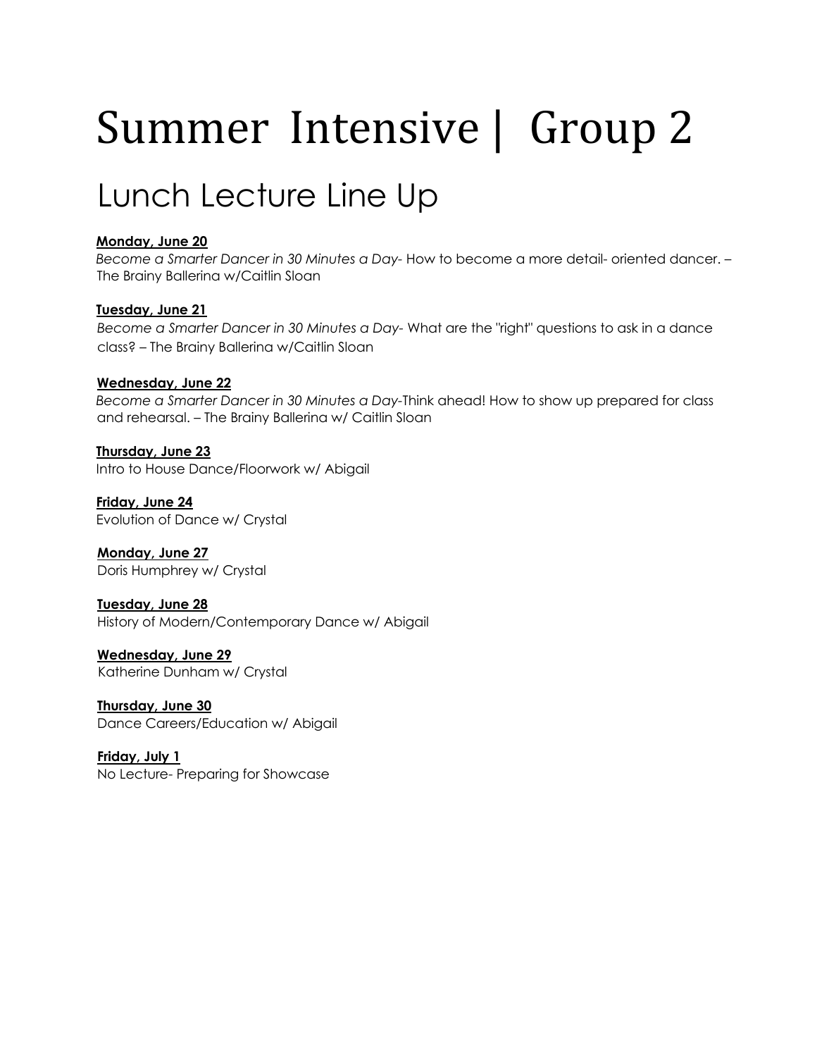# Summer Intensive | Group 2

## Lunch Line Up

**Monday, June 20**
*Become a Smarter Dancer in 30 Minutes a Day*- How to become a more detail- oriented dancer. – The Brainy Ballerina w/Caitlin Sloan

**Tuesday, June 21**
*Become a Smarter Dancer in 30 Minutes a Day*- What are the "right" questions to ask in a dance class? – The Brainy Ballerina w/Caitlin Sloan

**Wednesday, June 22**
*Become a Smarter Dancer in 30 Minutes a Day*-Think ahead! How to show up prepared for class and rehearsal. – The Brainy Ballerina w/ Caitlin Sloan

**Thursday, June 23**
Intro to House Dance/Floorwork w/ Abigail

**Friday, June 24**
Evolution of Dance w/ Crystal

**Monday, June 27**
Doris Humphrey w/ Crystal

**Tuesday, June 28**
History of Modern/Contemporary Dance w/ Abigail

**Wednesday, June 29**
Katherine Dunham w/ Crystal

**Thursday, June 30**
Dance Careers/Education w/ Abigail

**Friday, July 1**
No Lecture- Preparing for Showcase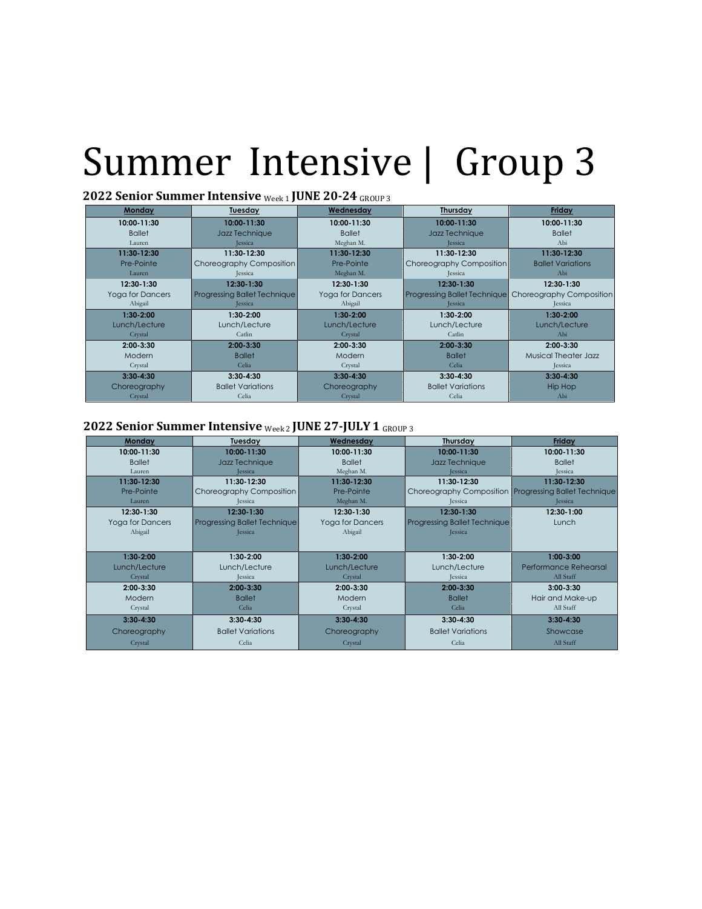# Summer Intensive | Group 3

**2022 Senior Summer Intensive** Week 1 **JUNE 20-24** GROUP 3

| Monday | Tuesday | Wednesday | Thursday | Friday |
|---|---|---|---|---|
| 10:00-11:30<br>Ballet<br>Lauren | 10:00-11:30<br>Jazz Technique<br>Jessica | 10:00-11:30<br>Ballet<br>Meghan M. | 10:00-11:30<br>Jazz Technique<br>Jessica | 10:00-11:30<br>Ballet<br>Abi |
| 11:30-12:30<br>Pre-Pointe<br>Lauren | 11:30-12:30<br>Choreography Composition<br>Jessica | 11:30-12:30<br>Pre-Pointe<br>Meghan M. | 11:30-12:30<br>Choreography Composition<br>Jessica | 11:30-12:30<br>Ballet Variations<br>Abi |
| 12:30-1:30<br>Yoga for Dancers<br>Abigail | 12:30-1:30<br>Progressing Ballet Technique<br>Jessica | 12:30-1:30<br>Yoga for Dancers<br>Abigail | 12:30-1:30<br>Progressing Ballet Technique<br>Jessica | 12:30-1:30<br>Choreography Composition<br>Jessica |
| 1:30-2:00<br>Lunch/Lecture<br>Crystal | 1:30-2:00<br>Lunch/Lecture<br>Catlin | 1:30-2:00<br>Lunch/Lecture<br>Crystal | 1:30-2:00<br>Lunch/Lecture<br>Catlin | 1:30-2:00<br>Lunch/Lecture<br>Abi |
| 2:00-3:30<br>Modern<br>Crystal | 2:00-3:30<br>Ballet<br>Celia | 2:00-3:30<br>Modern<br>Crystal | 2:00-3:30<br>Ballet<br>Celia | 2:00-3:30<br>Musical Theater Jazz<br>Jessica |
| 3:30-4:30<br>Choreography<br>Crystal | 3:30-4:30<br>Ballet Variations<br>Celia | 3:30-4:30<br>Choreography<br>Crystal | 3:30-4:30<br>Ballet Variations<br>Celia | 3:30-4:30<br>Hip Hop<br>Abi |

**2022 Senior Summer Intensive** Week 2 **JUNE 27-JULY 1** GROUP 3

| Monday | Tuesday | Wednesday | Thursday | Friday |
|---|---|---|---|---|
| 10:00-11:30<br>Ballet<br>Lauren | 10:00-11:30<br>Jazz Technique<br>Jessica | 10:00-11:30<br>Ballet<br>Meghan M. | 10:00-11:30<br>Jazz Technique<br>Jessica | 10:00-11:30<br>Ballet<br>Jessica |
| 11:30-12:30<br>Pre-Pointe<br>Lauren | 11:30-12:30<br>Choreography Composition<br>Jessica | 11:30-12:30<br>Pre-Pointe<br>Meghan M. | 11:30-12:30<br>Choreography Composition<br>Jessica | 11:30-12:30<br>Progressing Ballet Technique<br>Jessica |
| 12:30-1:30<br>Yoga for Dancers<br>Abigail | 12:30-1:30<br>Progressing Ballet Technique<br>Jessica | 12:30-1:30<br>Yoga for Dancers<br>Abigail | 12:30-1:30<br>Progressing Ballet Technique<br>Jessica | 12:30-1:00<br>Lunch |
| 1:30-2:00<br>Lunch/Lecture<br>Crystal | 1:30-2:00<br>Lunch/Lecture<br>Jessica | 1:30-2:00<br>Lunch/Lecture<br>Crystal | 1:30-2:00<br>Lunch/Lecture<br>Jessica | 1:00-3:00<br>Performance Rehearsal<br>All Staff |
| 2:00-3:30<br>Modern<br>Crystal | 2:00-3:30<br>Ballet<br>Celia | 2:00-3:30<br>Modern<br>Crystal | 2:00-3:30<br>Ballet<br>Celia | 3:00-3:30<br>Hair and Make-up<br>All Staff |
| 3:30-4:30<br>Choreography<br>Crystal | 3:30-4:30<br>Ballet Variations<br>Celia | 3:30-4:30<br>Choreography<br>Crystal | 3:30-4:30<br>Ballet Variations<br>Celia | 3:30-4:30<br>Showcase<br>All Staff |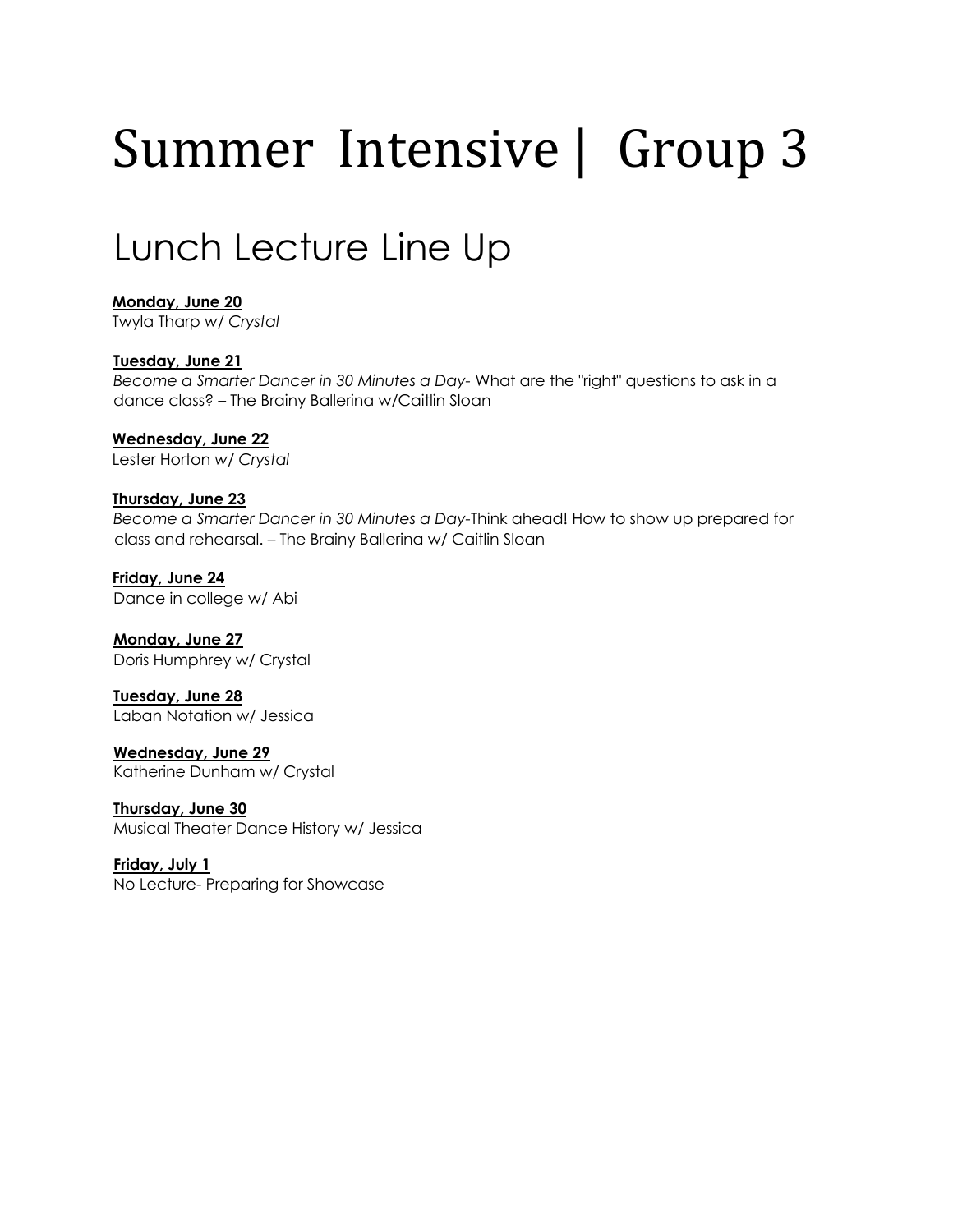# Summer Intensive | Group 3

## Lunch Lecture Line Up

**Monday, June 20**
Twyla Tharp *w/ Crystal*

**Tuesday, June 21**
*Become a Smarter Dancer in 30 Minutes a Day*- What are the "right" questions to ask in a dance class? – The Brainy Ballerina w/Caitlin Sloan

**Wednesday, June 22**
Lester Horton *w/ Crystal*

**Thursday, June 23**
*Become a Smarter Dancer in 30 Minutes a Day*-Think ahead! How to show up prepared for class and rehearsal. – The Brainy Ballerina w/ Caitlin Sloan

**Friday, June 24**
Dance in college w/ Abi

**Monday, June 27**
Doris Humphrey w/ Crystal

**Tuesday, June 28**
Laban Notation w/ Jessica

**Wednesday, June 29**
Katherine Dunham w/ Crystal

**Thursday, June 30**
Musical Theater Dance History w/ Jessica

**Friday, July 1**
No Lecture- Preparing for Showcase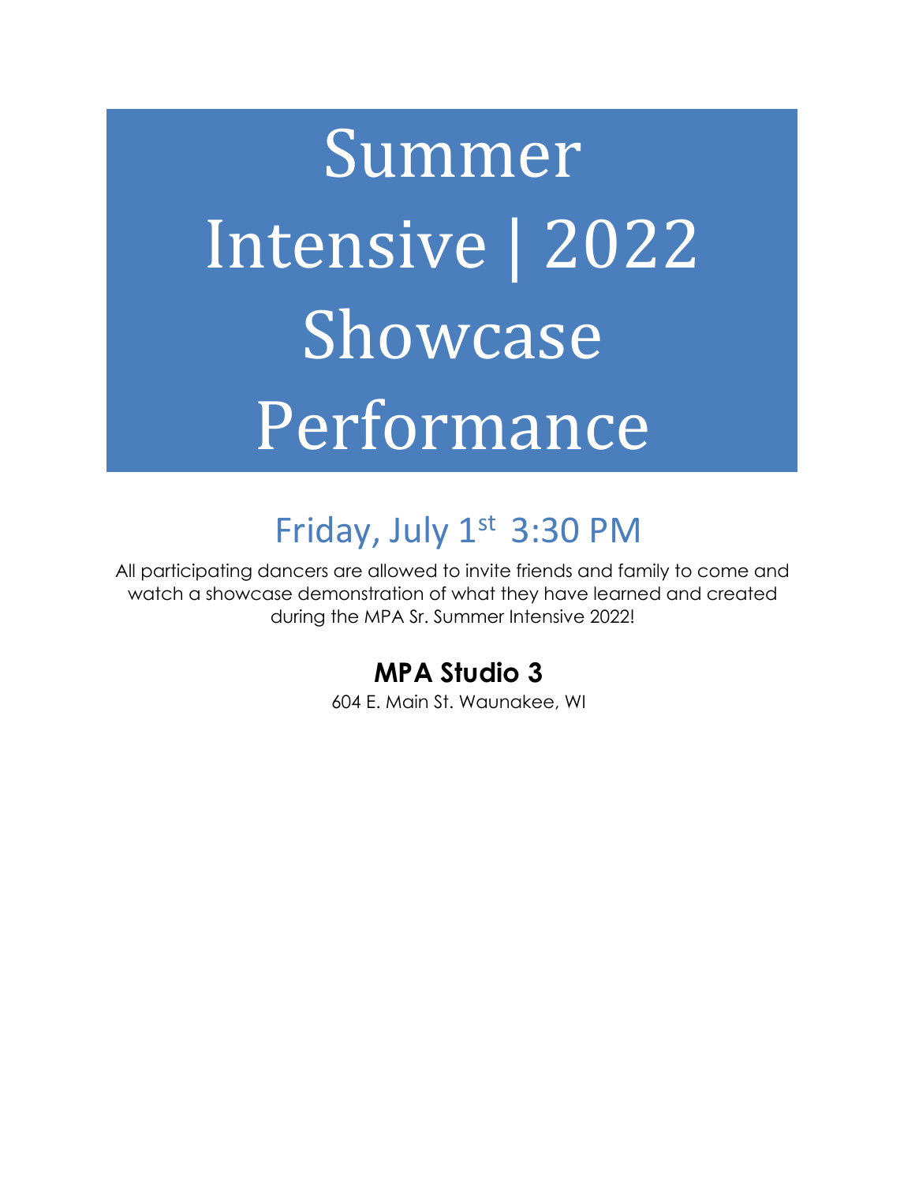# Summer Intensive | 2022 Showcase Performance

## Friday, July 1st 3:30 PM

All participating dancers are allowed to invite friends and family to come and watch a showcase demonstration of what they have learned and created during the MPA Sr. Summer Intensive 2022!

### MPA Studio 3

604 E. Main St. Waunakee, WI